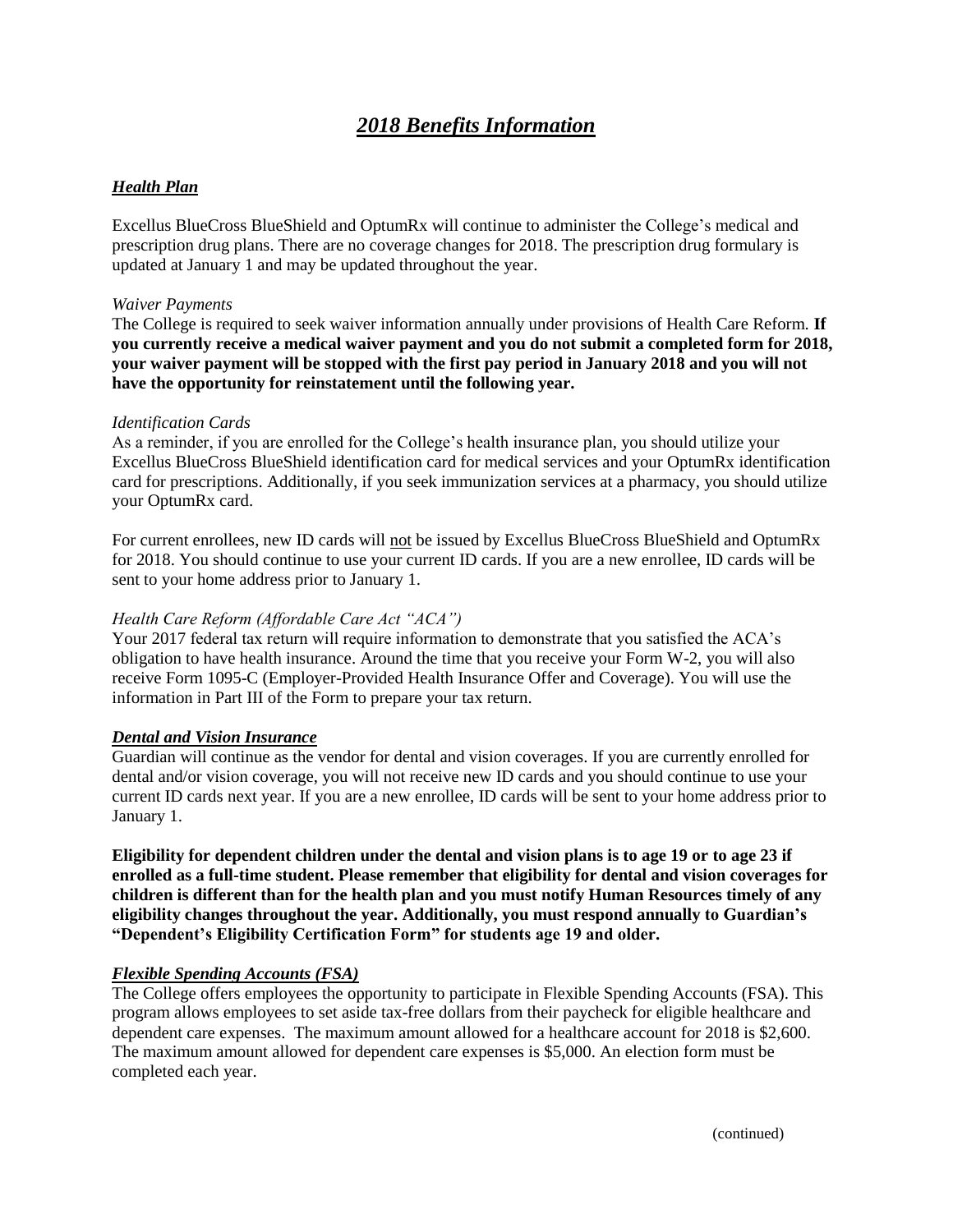# *2018 Benefits Information*

## *Health Plan*

Excellus BlueCross BlueShield and OptumRx will continue to administer the College's medical and prescription drug plans. There are no coverage changes for 2018. The prescription drug formulary is updated at January 1 and may be updated throughout the year.

*Waiver Payments*

The College is required to seek waiver information annually under provisions of Health Care Reform. **If you currently receive a medical waiver payment and you do not submit a completed form for 2018, your waiver payment will be stopped with the first pay period in January 2018 and you will not have the opportunity for reinstatement until the following year.**

*Identification Cards*

As a reminder, if you are enrolled for the College's health insurance plan, you should utilize your Excellus BlueCross BlueShield identification card for medical services and your OptumRx identification card for prescriptions. Additionally, if you seek immunization services at a pharmacy, you should utilize your OptumRx card.

For current enrollees, new ID cards will not be issued by Excellus BlueCross BlueShield and OptumRx for 2018. You should continue to use your current ID cards. If you are a new enrollee, ID cards will be sent to your home address prior to January 1.

*Health Care Reform (Affordable Care Act "ACA")*

Your 2017 federal tax return will require information to demonstrate that you satisfied the ACA's obligation to have health insurance. Around the time that you receive your Form W-2, you will also receive Form 1095-C (Employer-Provided Health Insurance Offer and Coverage). You will use the information in Part III of the Form to prepare your tax return.

## *Dental and Vision Insurance*

Guardian will continue as the vendor for dental and vision coverages. If you are currently enrolled for dental and/or vision coverage, you will not receive new ID cards and you should continue to use your current ID cards next year. If you are a new enrollee, ID cards will be sent to your home address prior to January 1.

**Eligibility for dependent children under the dental and vision plans is to age 19 or to age 23 if enrolled as a full-time student. Please remember that eligibility for dental and vision coverages for children is different than for the health plan and you must notify Human Resources timely of any eligibility changes throughout the year. Additionally, you must respond annually to Guardian's "Dependent's Eligibility Certification Form" for students age 19 and older.**

## *Flexible Spending Accounts (FSA)*

The College offers employees the opportunity to participate in Flexible Spending Accounts (FSA). This program allows employees to set aside tax-free dollars from their paycheck for eligible healthcare and dependent care expenses. The maximum amount allowed for a healthcare account for 2018 is $2,600. The maximum amount allowed for dependent care expenses is $5,000. An election form must be completed each year.

(continued)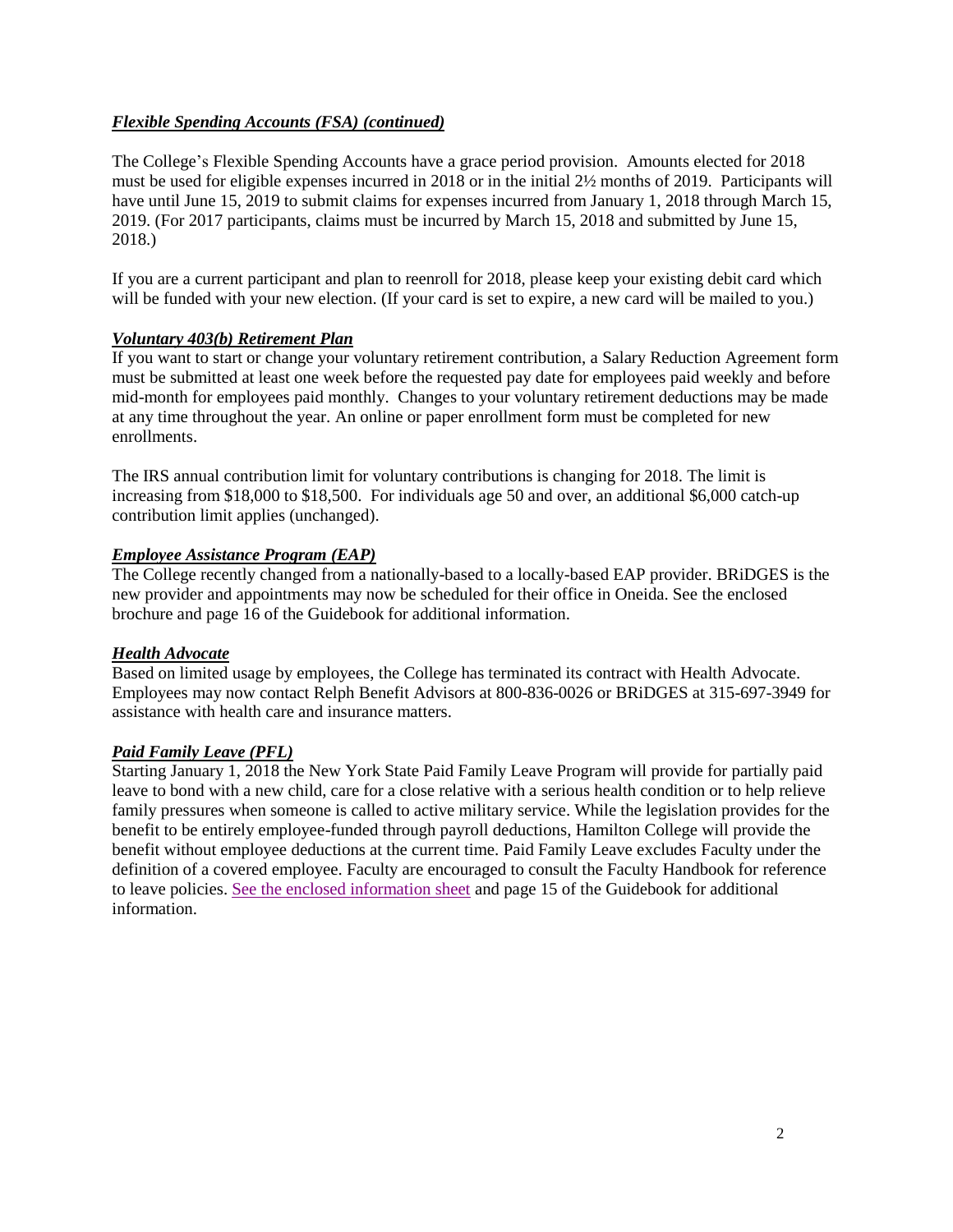## ***Flexible Spending Accounts (FSA) (continued)***

The College's Flexible Spending Accounts have a grace period provision. Amounts elected for 2018 must be used for eligible expenses incurred in 2018 or in the initial 2½ months of 2019. Participants will have until June 15, 2019 to submit claims for expenses incurred from January 1, 2018 through March 15, 2019. (For 2017 participants, claims must be incurred by March 15, 2018 and submitted by June 15, 2018.)

If you are a current participant and plan to reenroll for 2018, please keep your existing debit card which will be funded with your new election. (If your card is set to expire, a new card will be mailed to you.)

## ***Voluntary 403(b) Retirement Plan***

If you want to start or change your voluntary retirement contribution, a Salary Reduction Agreement form must be submitted at least one week before the requested pay date for employees paid weekly and before mid-month for employees paid monthly. Changes to your voluntary retirement deductions may be made at any time throughout the year. An online or paper enrollment form must be completed for new enrollments.

The IRS annual contribution limit for voluntary contributions is changing for 2018. The limit is increasing from $18,000 to $18,500. For individuals age 50 and over, an additional $6,000 catch-up contribution limit applies (unchanged).

## ***Employee Assistance Program (EAP)***

The College recently changed from a nationally-based to a locally-based EAP provider. BRiDGES is the new provider and appointments may now be scheduled for their office in Oneida. See the enclosed brochure and page 16 of the Guidebook for additional information.

## ***Health Advocate***

Based on limited usage by employees, the College has terminated its contract with Health Advocate. Employees may now contact Relph Benefit Advisors at 800-836-0026 or BRiDGES at 315-697-3949 for assistance with health care and insurance matters.

## ***Paid Family Leave (PFL)***

Starting January 1, 2018 the New York State Paid Family Leave Program will provide for partially paid leave to bond with a new child, care for a close relative with a serious health condition or to help relieve family pressures when someone is called to active military service. While the legislation provides for the benefit to be entirely employee-funded through payroll deductions, Hamilton College will provide the benefit without employee deductions at the current time. Paid Family Leave excludes Faculty under the definition of a covered employee. Faculty are encouraged to consult the Faculty Handbook for reference to leave policies. See the enclosed information sheet and page 15 of the Guidebook for additional information.